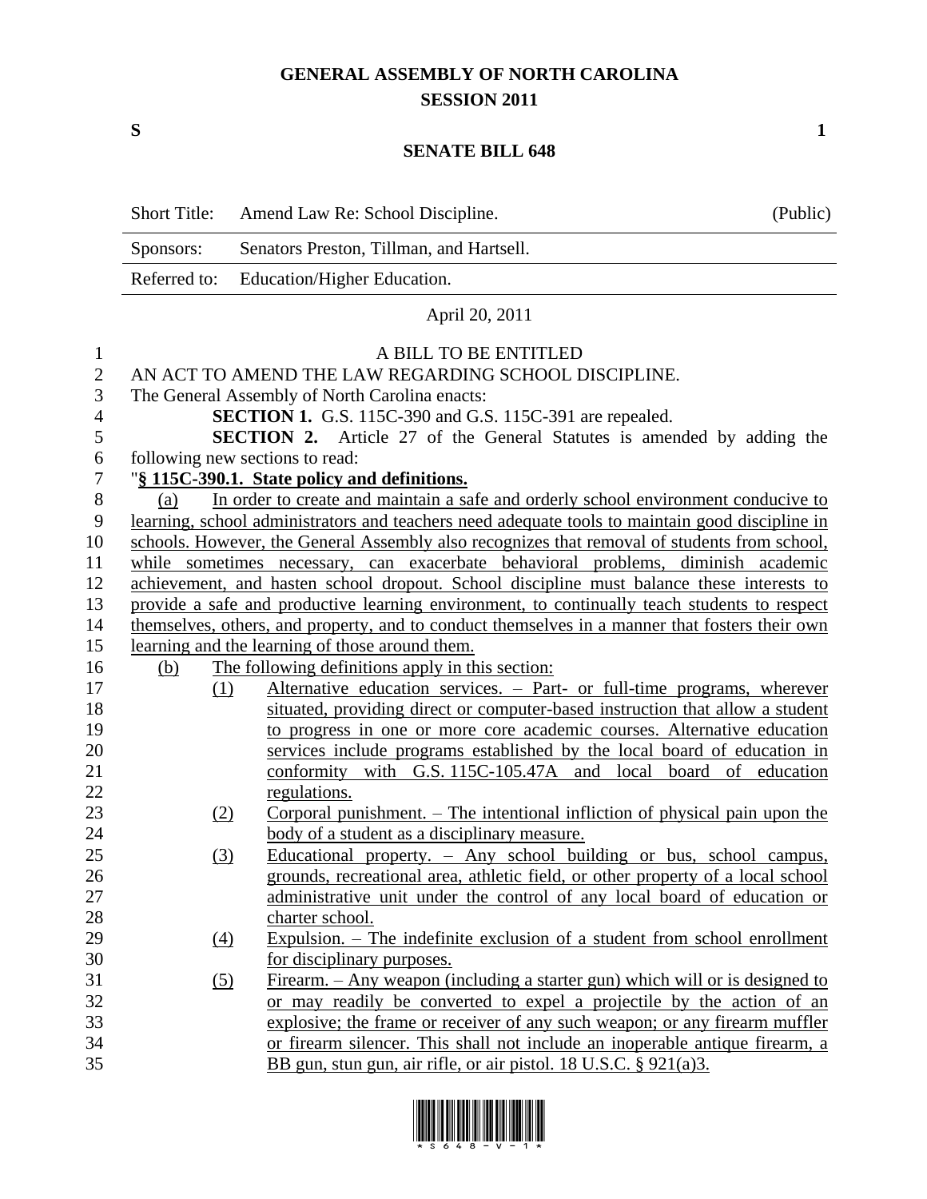# GENERAL ASSEMBLY OF NORTH CAROLINA
## SESSION 2011

**S** **1**

## SENATE BILL 648

| Short Title: | Amend Law Re: School Discipline. | (Public) |
|---|---|---|
| Sponsors: | Senators Preston, Tillman, and Hartsell. | |
| Referred to: | Education/Higher Education. | |

April 20, 2011

A BILL TO BE ENTITLED

AN ACT TO AMEND THE LAW REGARDING SCHOOL DISCIPLINE.

The General Assembly of North Carolina enacts:

**SECTION 1.** G.S. 115C-390 and G.S. 115C-391 are repealed.

**SECTION 2.** Article 27 of the General Statutes is amended by adding the following new sections to read:

"**§ 115C-390.1. State policy and definitions.**

(a) In order to create and maintain a safe and orderly school environment conducive to learning, school administrators and teachers need adequate tools to maintain good discipline in schools. However, the General Assembly also recognizes that removal of students from school, while sometimes necessary, can exacerbate behavioral problems, diminish academic achievement, and hasten school dropout. School discipline must balance these interests to provide a safe and productive learning environment, to continually teach students to respect themselves, others, and property, and to conduct themselves in a manner that fosters their own learning and the learning of those around them.

(b) The following definitions apply in this section:

(1) Alternative education services. – Part- or full-time programs, wherever situated, providing direct or computer-based instruction that allow a student to progress in one or more core academic courses. Alternative education services include programs established by the local board of education in conformity with G.S. 115C-105.47A and local board of education regulations.

(2) Corporal punishment. – The intentional infliction of physical pain upon the body of a student as a disciplinary measure.

(3) Educational property. – Any school building or bus, school campus, grounds, recreational area, athletic field, or other property of a local school administrative unit under the control of any local board of education or charter school.

(4) Expulsion. – The indefinite exclusion of a student from school enrollment for disciplinary purposes.

(5) Firearm. – Any weapon (including a starter gun) which will or is designed to or may readily be converted to expel a projectile by the action of an explosive; the frame or receiver of any such weapon; or any firearm muffler or firearm silencer. This shall not include an inoperable antique firearm, a BB gun, stun gun, air rifle, or air pistol. 18 U.S.C. § 921(a)3.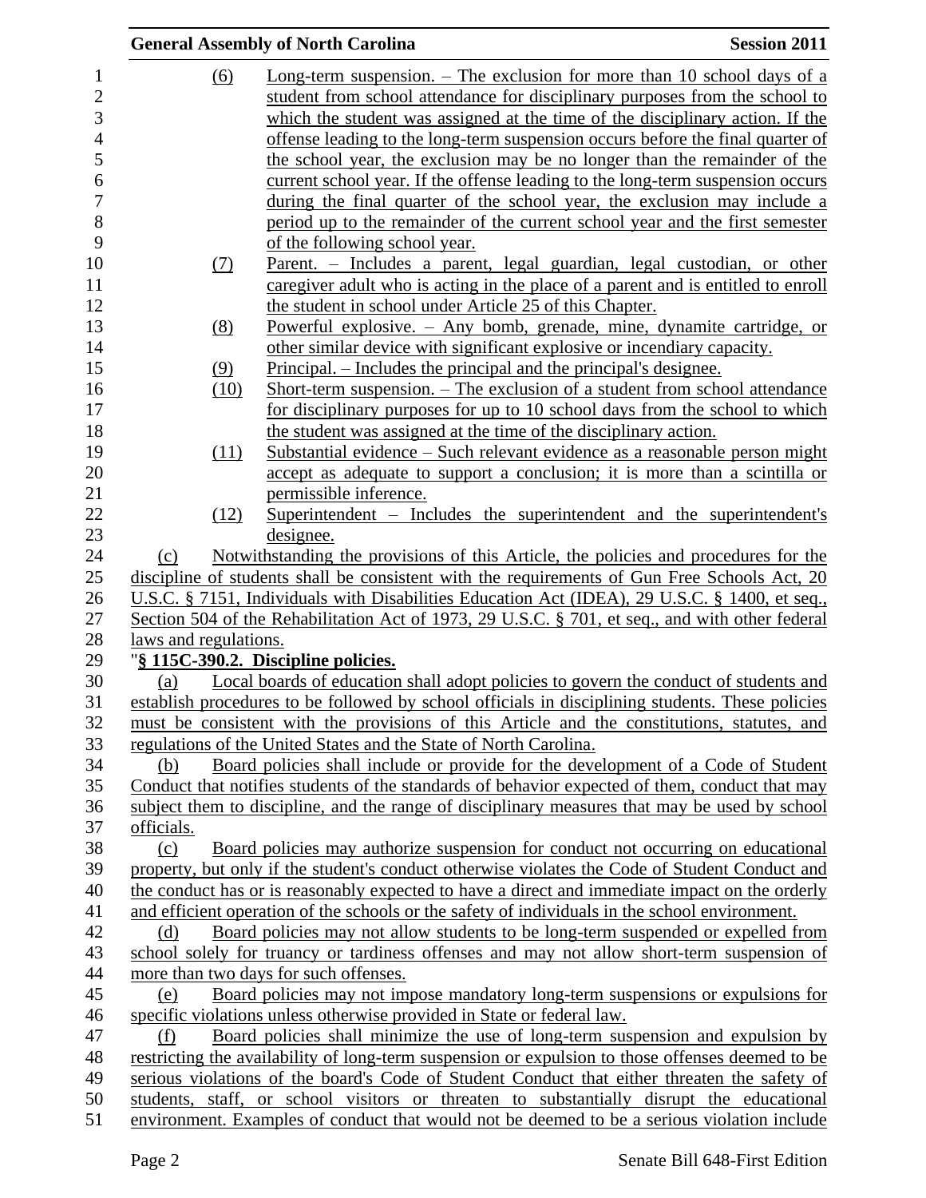(6) Long-term suspension. – The exclusion for more than 10 school days of a student from school attendance for disciplinary purposes from the school to which the student was assigned at the time of the disciplinary action. If the offense leading to the long-term suspension occurs before the final quarter of the school year, the exclusion may be no longer than the remainder of the current school year. If the offense leading to the long-term suspension occurs during the final quarter of the school year, the exclusion may include a period up to the remainder of the current school year and the first semester of the following school year.

(7) Parent. – Includes a parent, legal guardian, legal custodian, or other caregiver adult who is acting in the place of a parent and is entitled to enroll the student in school under Article 25 of this Chapter.

(8) Powerful explosive. – Any bomb, grenade, mine, dynamite cartridge, or other similar device with significant explosive or incendiary capacity.

(9) Principal. – Includes the principal and the principal's designee.

(10) Short-term suspension. – The exclusion of a student from school attendance for disciplinary purposes for up to 10 school days from the school to which the student was assigned at the time of the disciplinary action.

(11) Substantial evidence – Such relevant evidence as a reasonable person might accept as adequate to support a conclusion; it is more than a scintilla or permissible inference.

(12) Superintendent – Includes the superintendent and the superintendent's designee.

(c) Notwithstanding the provisions of this Article, the policies and procedures for the discipline of students shall be consistent with the requirements of Gun Free Schools Act, 20 U.S.C. § 7151, Individuals with Disabilities Education Act (IDEA), 29 U.S.C. § 1400, et seq., Section 504 of the Rehabilitation Act of 1973, 29 U.S.C. § 701, et seq., and with other federal laws and regulations.

"**§ 115C-390.2. Discipline policies.**

(a) Local boards of education shall adopt policies to govern the conduct of students and establish procedures to be followed by school officials in disciplining students. These policies must be consistent with the provisions of this Article and the constitutions, statutes, and regulations of the United States and the State of North Carolina.

(b) Board policies shall include or provide for the development of a Code of Student Conduct that notifies students of the standards of behavior expected of them, conduct that may subject them to discipline, and the range of disciplinary measures that may be used by school officials.

(c) Board policies may authorize suspension for conduct not occurring on educational property, but only if the student's conduct otherwise violates the Code of Student Conduct and the conduct has or is reasonably expected to have a direct and immediate impact on the orderly and efficient operation of the schools or the safety of individuals in the school environment.

(d) Board policies may not allow students to be long-term suspended or expelled from school solely for truancy or tardiness offenses and may not allow short-term suspension of more than two days for such offenses.

(e) Board policies may not impose mandatory long-term suspensions or expulsions for specific violations unless otherwise provided in State or federal law.

(f) Board policies shall minimize the use of long-term suspension and expulsion by restricting the availability of long-term suspension or expulsion to those offenses deemed to be serious violations of the board's Code of Student Conduct that either threaten the safety of students, staff, or school visitors or threaten to substantially disrupt the educational environment. Examples of conduct that would not be deemed to be a serious violation include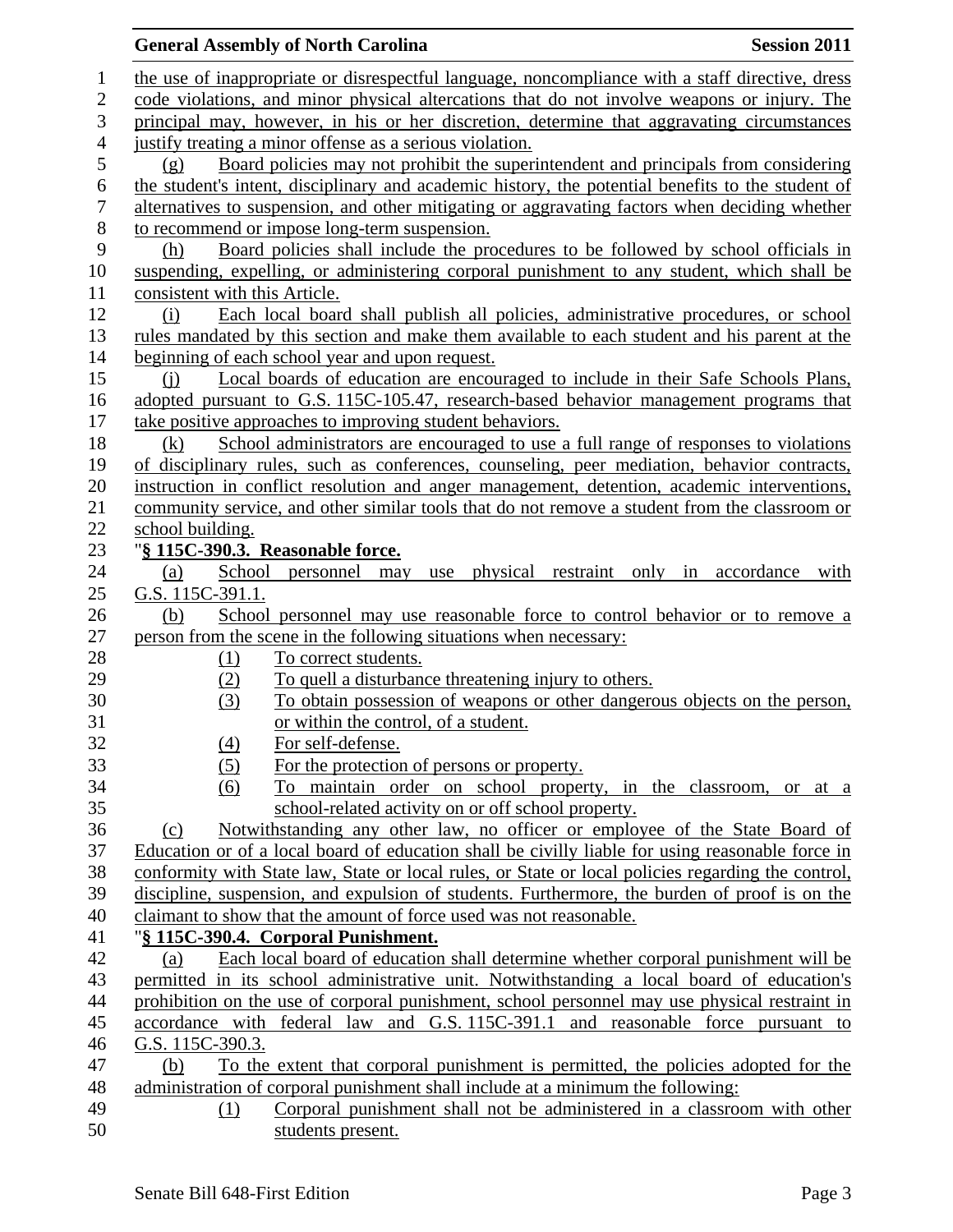the use of inappropriate or disrespectful language, noncompliance with a staff directive, dress code violations, and minor physical altercations that do not involve weapons or injury. The principal may, however, in his or her discretion, determine that aggravating circumstances justify treating a minor offense as a serious violation.

(g) Board policies may not prohibit the superintendent and principals from considering the student's intent, disciplinary and academic history, the potential benefits to the student of alternatives to suspension, and other mitigating or aggravating factors when deciding whether to recommend or impose long-term suspension.

(h) Board policies shall include the procedures to be followed by school officials in suspending, expelling, or administering corporal punishment to any student, which shall be consistent with this Article.

(i) Each local board shall publish all policies, administrative procedures, or school rules mandated by this section and make them available to each student and his parent at the beginning of each school year and upon request.

(j) Local boards of education are encouraged to include in their Safe Schools Plans, adopted pursuant to G.S. 115C-105.47, research-based behavior management programs that take positive approaches to improving student behaviors.

(k) School administrators are encouraged to use a full range of responses to violations of disciplinary rules, such as conferences, counseling, peer mediation, behavior contracts, instruction in conflict resolution and anger management, detention, academic interventions, community service, and other similar tools that do not remove a student from the classroom or school building.

"**§ 115C-390.3. Reasonable force.**

(a) School personnel may use physical restraint only in accordance with G.S. 115C-391.1.

(b) School personnel may use reasonable force to control behavior or to remove a person from the scene in the following situations when necessary:

(1) To correct students.
(2) To quell a disturbance threatening injury to others.
(3) To obtain possession of weapons or other dangerous objects on the person, or within the control, of a student.
(4) For self-defense.
(5) For the protection of persons or property.
(6) To maintain order on school property, in the classroom, or at a school-related activity on or off school property.

(c) Notwithstanding any other law, no officer or employee of the State Board of Education or of a local board of education shall be civilly liable for using reasonable force in conformity with State law, State or local rules, or State or local policies regarding the control, discipline, suspension, and expulsion of students. Furthermore, the burden of proof is on the claimant to show that the amount of force used was not reasonable.

"**§ 115C-390.4. Corporal Punishment.**

(a) Each local board of education shall determine whether corporal punishment will be permitted in its school administrative unit. Notwithstanding a local board of education's prohibition on the use of corporal punishment, school personnel may use physical restraint in accordance with federal law and G.S. 115C-391.1 and reasonable force pursuant to G.S. 115C-390.3.

(b) To the extent that corporal punishment is permitted, the policies adopted for the administration of corporal punishment shall include at a minimum the following:

(1) Corporal punishment shall not be administered in a classroom with other students present.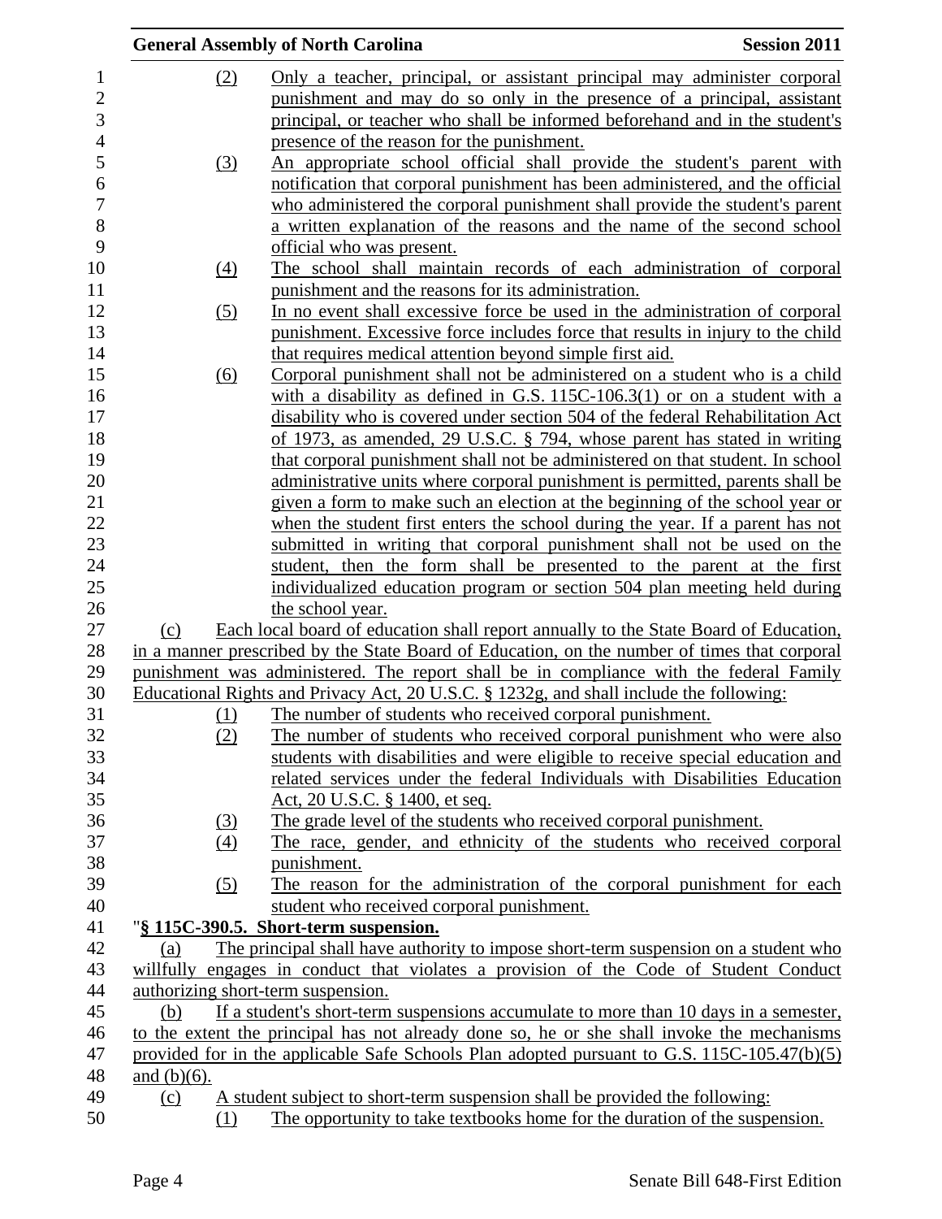(2) Only a teacher, principal, or assistant principal may administer corporal punishment and may do so only in the presence of a principal, assistant principal, or teacher who shall be informed beforehand and in the student's presence of the reason for the punishment.

(3) An appropriate school official shall provide the student's parent with notification that corporal punishment has been administered, and the official who administered the corporal punishment shall provide the student's parent a written explanation of the reasons and the name of the second school official who was present.

(4) The school shall maintain records of each administration of corporal punishment and the reasons for its administration.

(5) In no event shall excessive force be used in the administration of corporal punishment. Excessive force includes force that results in injury to the child that requires medical attention beyond simple first aid.

(6) Corporal punishment shall not be administered on a student who is a child with a disability as defined in G.S. 115C-106.3(1) or on a student with a disability who is covered under section 504 of the federal Rehabilitation Act of 1973, as amended, 29 U.S.C. § 794, whose parent has stated in writing that corporal punishment shall not be administered on that student. In school administrative units where corporal punishment is permitted, parents shall be given a form to make such an election at the beginning of the school year or when the student first enters the school during the year. If a parent has not submitted in writing that corporal punishment shall not be used on the student, then the form shall be presented to the parent at the first individualized education program or section 504 plan meeting held during the school year.

(c) Each local board of education shall report annually to the State Board of Education, in a manner prescribed by the State Board of Education, on the number of times that corporal punishment was administered. The report shall be in compliance with the federal Family Educational Rights and Privacy Act, 20 U.S.C. § 1232g, and shall include the following:

(1) The number of students who received corporal punishment.

(2) The number of students who received corporal punishment who were also students with disabilities and were eligible to receive special education and related services under the federal Individuals with Disabilities Education Act, 20 U.S.C. § 1400, et seq.

(3) The grade level of the students who received corporal punishment.

(4) The race, gender, and ethnicity of the students who received corporal punishment.

(5) The reason for the administration of the corporal punishment for each student who received corporal punishment.

"**§ 115C-390.5. Short-term suspension.**

(a) The principal shall have authority to impose short-term suspension on a student who willfully engages in conduct that violates a provision of the Code of Student Conduct authorizing short-term suspension.

(b) If a student's short-term suspensions accumulate to more than 10 days in a semester, to the extent the principal has not already done so, he or she shall invoke the mechanisms provided for in the applicable Safe Schools Plan adopted pursuant to G.S. 115C-105.47(b)(5) and (b)(6).

(c) A student subject to short-term suspension shall be provided the following:

(1) The opportunity to take textbooks home for the duration of the suspension.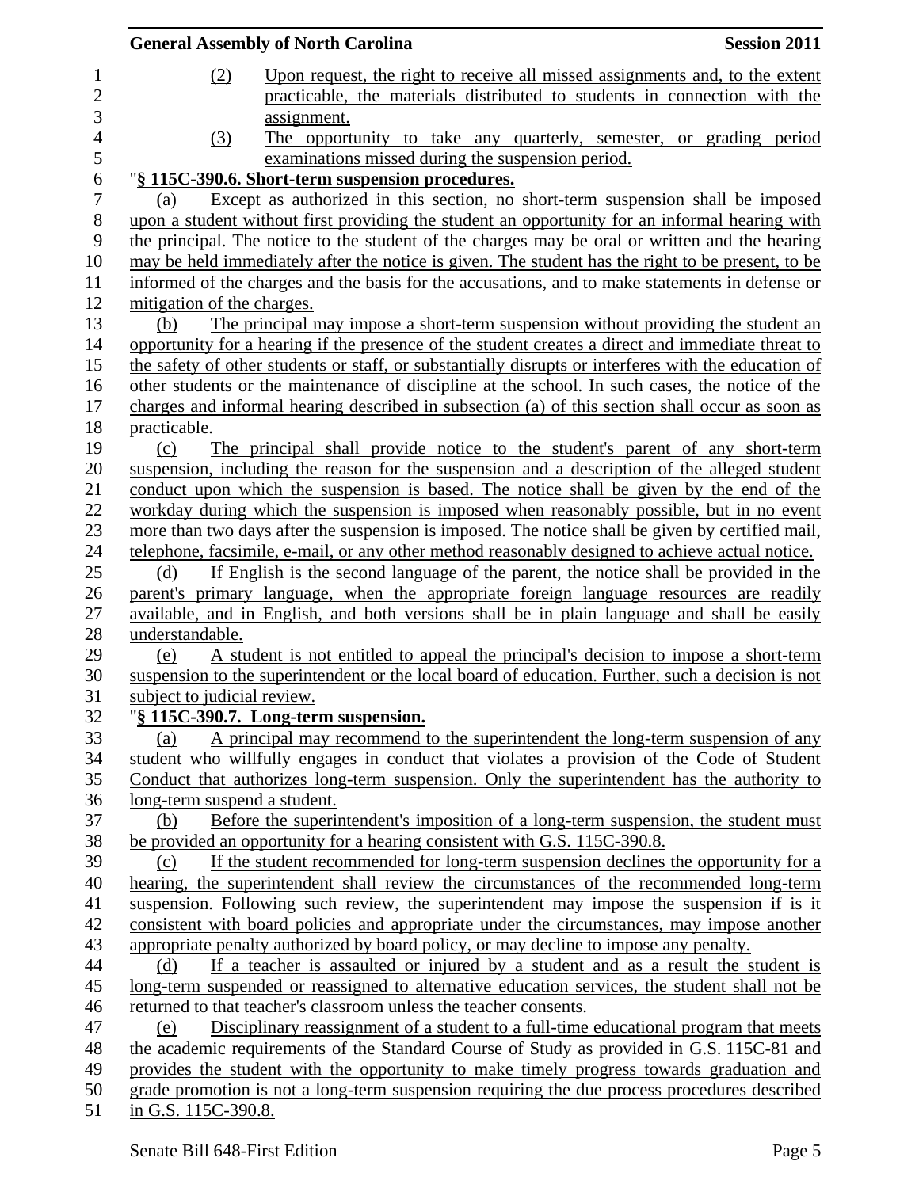(2) Upon request, the right to receive all missed assignments and, to the extent practicable, the materials distributed to students in connection with the assignment.

(3) The opportunity to take any quarterly, semester, or grading period examinations missed during the suspension period.

"**§ 115C-390.6. Short-term suspension procedures.**

(a) Except as authorized in this section, no short-term suspension shall be imposed upon a student without first providing the student an opportunity for an informal hearing with the principal. The notice to the student of the charges may be oral or written and the hearing may be held immediately after the notice is given. The student has the right to be present, to be informed of the charges and the basis for the accusations, and to make statements in defense or mitigation of the charges.

(b) The principal may impose a short-term suspension without providing the student an opportunity for a hearing if the presence of the student creates a direct and immediate threat to the safety of other students or staff, or substantially disrupts or interferes with the education of other students or the maintenance of discipline at the school. In such cases, the notice of the charges and informal hearing described in subsection (a) of this section shall occur as soon as practicable.

(c) The principal shall provide notice to the student's parent of any short-term suspension, including the reason for the suspension and a description of the alleged student conduct upon which the suspension is based. The notice shall be given by the end of the workday during which the suspension is imposed when reasonably possible, but in no event more than two days after the suspension is imposed. The notice shall be given by certified mail, telephone, facsimile, e-mail, or any other method reasonably designed to achieve actual notice.

(d) If English is the second language of the parent, the notice shall be provided in the parent's primary language, when the appropriate foreign language resources are readily available, and in English, and both versions shall be in plain language and shall be easily understandable.

(e) A student is not entitled to appeal the principal's decision to impose a short-term suspension to the superintendent or the local board of education. Further, such a decision is not subject to judicial review.

"**§ 115C-390.7. Long-term suspension.**

(a) A principal may recommend to the superintendent the long-term suspension of any student who willfully engages in conduct that violates a provision of the Code of Student Conduct that authorizes long-term suspension. Only the superintendent has the authority to long-term suspend a student.

(b) Before the superintendent's imposition of a long-term suspension, the student must be provided an opportunity for a hearing consistent with G.S. 115C-390.8.

(c) If the student recommended for long-term suspension declines the opportunity for a hearing, the superintendent shall review the circumstances of the recommended long-term suspension. Following such review, the superintendent may impose the suspension if is it consistent with board policies and appropriate under the circumstances, may impose another appropriate penalty authorized by board policy, or may decline to impose any penalty.

(d) If a teacher is assaulted or injured by a student and as a result the student is long-term suspended or reassigned to alternative education services, the student shall not be returned to that teacher's classroom unless the teacher consents.

(e) Disciplinary reassignment of a student to a full-time educational program that meets the academic requirements of the Standard Course of Study as provided in G.S. 115C-81 and provides the student with the opportunity to make timely progress towards graduation and grade promotion is not a long-term suspension requiring the due process procedures described in G.S. 115C-390.8.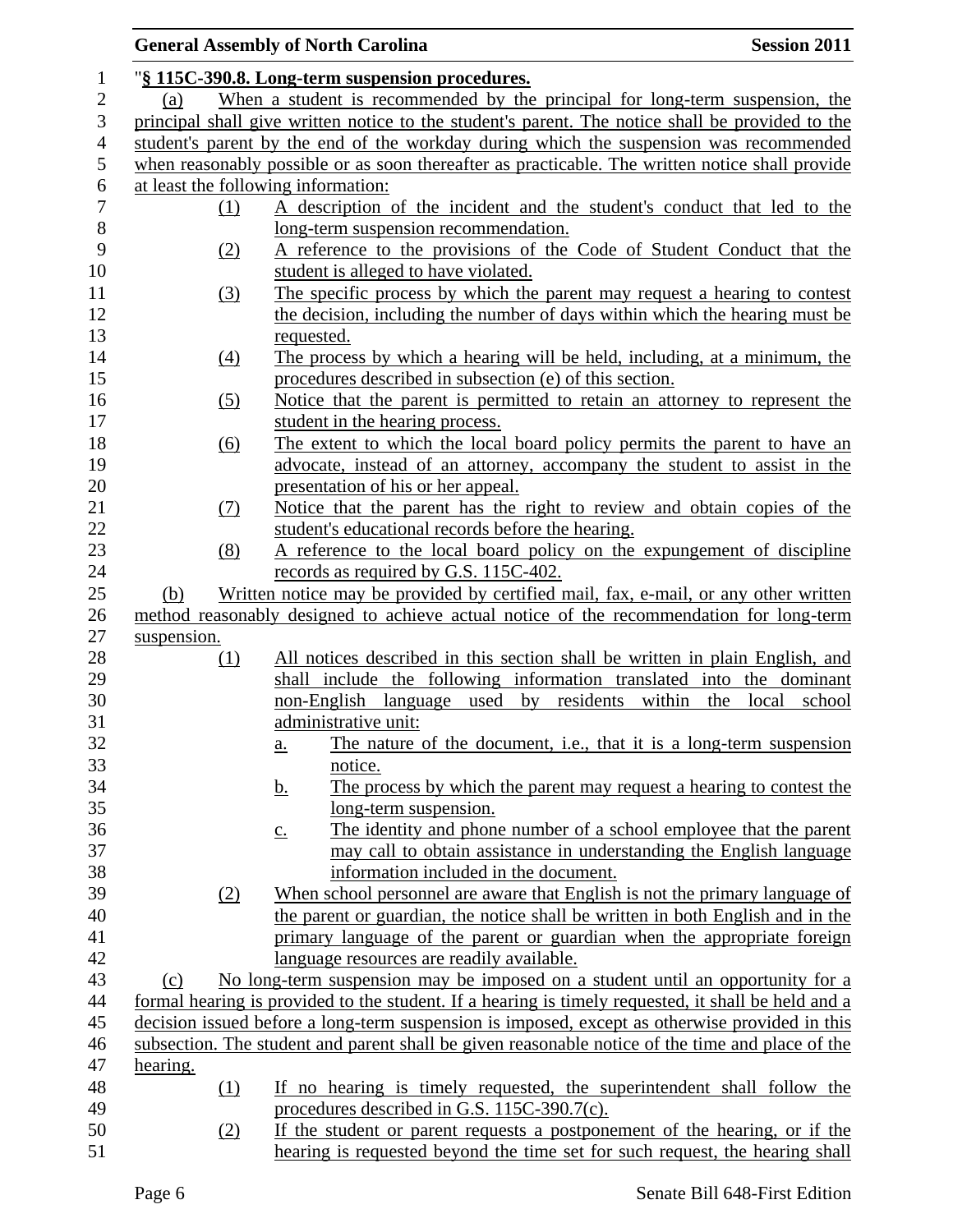"**§ 115C-390.8. Long-term suspension procedures.**

(a) When a student is recommended by the principal for long-term suspension, the principal shall give written notice to the student's parent. The notice shall be provided to the student's parent by the end of the workday during which the suspension was recommended when reasonably possible or as soon thereafter as practicable. The written notice shall provide at least the following information:

(1) A description of the incident and the student's conduct that led to the long-term suspension recommendation.

(2) A reference to the provisions of the Code of Student Conduct that the student is alleged to have violated.

(3) The specific process by which the parent may request a hearing to contest the decision, including the number of days within which the hearing must be requested.

(4) The process by which a hearing will be held, including, at a minimum, the procedures described in subsection (e) of this section.

(5) Notice that the parent is permitted to retain an attorney to represent the student in the hearing process.

(6) The extent to which the local board policy permits the parent to have an advocate, instead of an attorney, accompany the student to assist in the presentation of his or her appeal.

(7) Notice that the parent has the right to review and obtain copies of the student's educational records before the hearing.

(8) A reference to the local board policy on the expungement of discipline records as required by G.S. 115C-402.

(b) Written notice may be provided by certified mail, fax, e-mail, or any other written method reasonably designed to achieve actual notice of the recommendation for long-term suspension.

(1) All notices described in this section shall be written in plain English, and shall include the following information translated into the dominant non-English language used by residents within the local school administrative unit:

a. The nature of the document, i.e., that it is a long-term suspension notice.

b. The process by which the parent may request a hearing to contest the long-term suspension.

c. The identity and phone number of a school employee that the parent may call to obtain assistance in understanding the English language information included in the document.

(2) When school personnel are aware that English is not the primary language of the parent or guardian, the notice shall be written in both English and in the primary language of the parent or guardian when the appropriate foreign language resources are readily available.

(c) No long-term suspension may be imposed on a student until an opportunity for a formal hearing is provided to the student. If a hearing is timely requested, it shall be held and a decision issued before a long-term suspension is imposed, except as otherwise provided in this subsection. The student and parent shall be given reasonable notice of the time and place of the hearing.

(1) If no hearing is timely requested, the superintendent shall follow the procedures described in G.S. 115C-390.7(c).

(2) If the student or parent requests a postponement of the hearing, or if the hearing is requested beyond the time set for such request, the hearing shall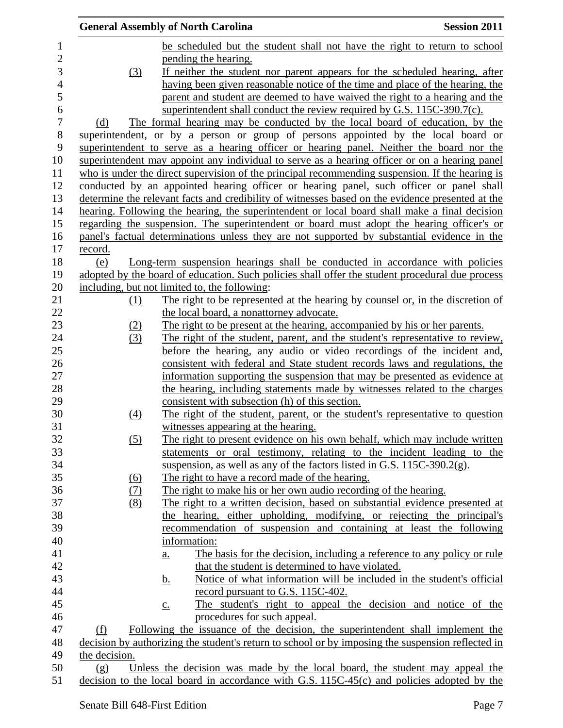be scheduled but the student shall not have the right to return to school pending the hearing.

(3) If neither the student nor parent appears for the scheduled hearing, after having been given reasonable notice of the time and place of the hearing, the parent and student are deemed to have waived the right to a hearing and the superintendent shall conduct the review required by G.S. 115C-390.7(c).

(d) The formal hearing may be conducted by the local board of education, by the superintendent, or by a person or group of persons appointed by the local board or superintendent to serve as a hearing officer or hearing panel. Neither the board nor the superintendent may appoint any individual to serve as a hearing officer or on a hearing panel who is under the direct supervision of the principal recommending suspension. If the hearing is conducted by an appointed hearing officer or hearing panel, such officer or panel shall determine the relevant facts and credibility of witnesses based on the evidence presented at the hearing. Following the hearing, the superintendent or local board shall make a final decision regarding the suspension. The superintendent or board must adopt the hearing officer's or panel's factual determinations unless they are not supported by substantial evidence in the record.

(e) Long-term suspension hearings shall be conducted in accordance with policies adopted by the board of education. Such policies shall offer the student procedural due process including, but not limited to, the following:

(1) The right to be represented at the hearing by counsel or, in the discretion of the local board, a nonattorney advocate.

(2) The right to be present at the hearing, accompanied by his or her parents.

(3) The right of the student, parent, and the student's representative to review, before the hearing, any audio or video recordings of the incident and, consistent with federal and State student records laws and regulations, the information supporting the suspension that may be presented as evidence at the hearing, including statements made by witnesses related to the charges consistent with subsection (h) of this section.

(4) The right of the student, parent, or the student's representative to question witnesses appearing at the hearing.

(5) The right to present evidence on his own behalf, which may include written statements or oral testimony, relating to the incident leading to the suspension, as well as any of the factors listed in G.S. 115C-390.2(g).

(6) The right to have a record made of the hearing.

(7) The right to make his or her own audio recording of the hearing.

(8) The right to a written decision, based on substantial evidence presented at the hearing, either upholding, modifying, or rejecting the principal's recommendation of suspension and containing at least the following information:

a. The basis for the decision, including a reference to any policy or rule that the student is determined to have violated.

b. Notice of what information will be included in the student's official record pursuant to G.S. 115C-402.

c. The student's right to appeal the decision and notice of the procedures for such appeal.

(f) Following the issuance of the decision, the superintendent shall implement the decision by authorizing the student's return to school or by imposing the suspension reflected in the decision.

(g) Unless the decision was made by the local board, the student may appeal the decision to the local board in accordance with G.S. 115C-45(c) and policies adopted by the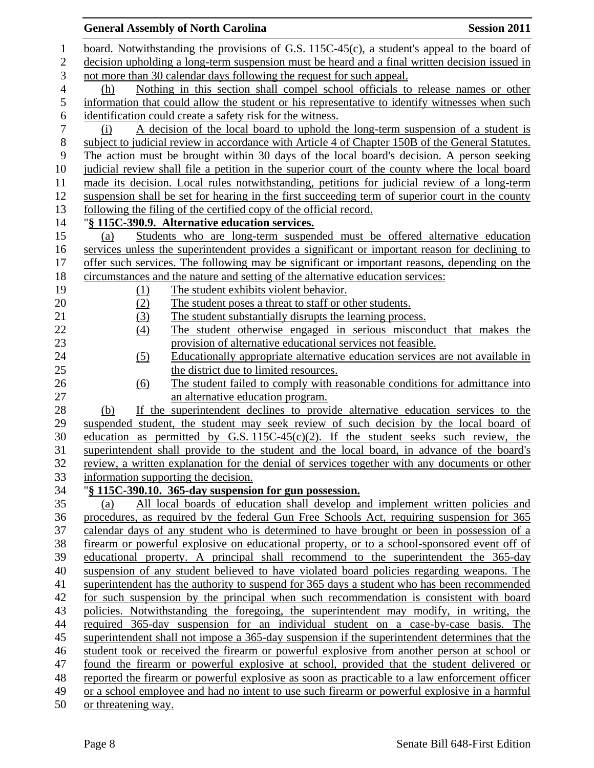board. Notwithstanding the provisions of G.S. 115C-45(c), a student's appeal to the board of decision upholding a long-term suspension must be heard and a final written decision issued in not more than 30 calendar days following the request for such appeal.

(h) Nothing in this section shall compel school officials to release names or other information that could allow the student or his representative to identify witnesses when such identification could create a safety risk for the witness.

(i) A decision of the local board to uphold the long-term suspension of a student is subject to judicial review in accordance with Article 4 of Chapter 150B of the General Statutes. The action must be brought within 30 days of the local board's decision. A person seeking judicial review shall file a petition in the superior court of the county where the local board made its decision. Local rules notwithstanding, petitions for judicial review of a long-term suspension shall be set for hearing in the first succeeding term of superior court in the county following the filing of the certified copy of the official record.

"**§ 115C-390.9. Alternative education services.**

(a) Students who are long-term suspended must be offered alternative education services unless the superintendent provides a significant or important reason for declining to offer such services. The following may be significant or important reasons, depending on the circumstances and the nature and setting of the alternative education services:

(1) The student exhibits violent behavior.

(2) The student poses a threat to staff or other students.

(3) The student substantially disrupts the learning process.

(4) The student otherwise engaged in serious misconduct that makes the provision of alternative educational services not feasible.

(5) Educationally appropriate alternative education services are not available in the district due to limited resources.

(6) The student failed to comply with reasonable conditions for admittance into an alternative education program.

(b) If the superintendent declines to provide alternative education services to the suspended student, the student may seek review of such decision by the local board of education as permitted by G.S. 115C-45(c)(2). If the student seeks such review, the superintendent shall provide to the student and the local board, in advance of the board's review, a written explanation for the denial of services together with any documents or other information supporting the decision.

"**§ 115C-390.10. 365-day suspension for gun possession.**

(a) All local boards of education shall develop and implement written policies and procedures, as required by the federal Gun Free Schools Act, requiring suspension for 365 calendar days of any student who is determined to have brought or been in possession of a firearm or powerful explosive on educational property, or to a school-sponsored event off of educational property. A principal shall recommend to the superintendent the 365-day suspension of any student believed to have violated board policies regarding weapons. The superintendent has the authority to suspend for 365 days a student who has been recommended for such suspension by the principal when such recommendation is consistent with board policies. Notwithstanding the foregoing, the superintendent may modify, in writing, the required 365-day suspension for an individual student on a case-by-case basis. The superintendent shall not impose a 365-day suspension if the superintendent determines that the student took or received the firearm or powerful explosive from another person at school or found the firearm or powerful explosive at school, provided that the student delivered or reported the firearm or powerful explosive as soon as practicable to a law enforcement officer or a school employee and had no intent to use such firearm or powerful explosive in a harmful or threatening way.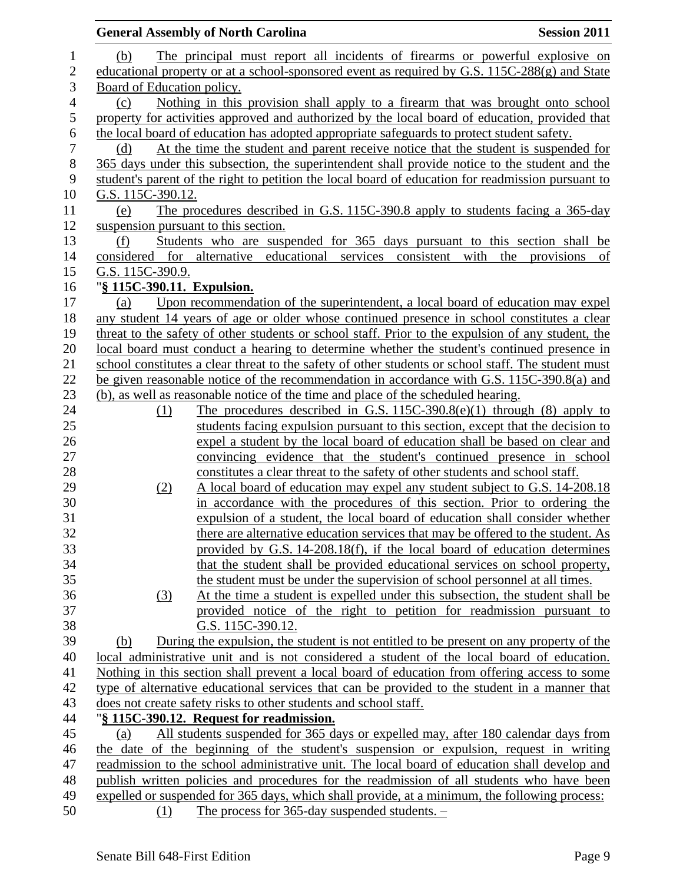(b) The principal must report all incidents of firearms or powerful explosive on educational property or at a school-sponsored event as required by G.S. 115C-288(g) and State Board of Education policy.

(c) Nothing in this provision shall apply to a firearm that was brought onto school property for activities approved and authorized by the local board of education, provided that the local board of education has adopted appropriate safeguards to protect student safety.

(d) At the time the student and parent receive notice that the student is suspended for 365 days under this subsection, the superintendent shall provide notice to the student and the student's parent of the right to petition the local board of education for readmission pursuant to G.S. 115C-390.12.

(e) The procedures described in G.S. 115C-390.8 apply to students facing a 365-day suspension pursuant to this section.

(f) Students who are suspended for 365 days pursuant to this section shall be considered for alternative educational services consistent with the provisions of G.S. 115C-390.9.

"**§ 115C-390.11. Expulsion.**

(a) Upon recommendation of the superintendent, a local board of education may expel any student 14 years of age or older whose continued presence in school constitutes a clear threat to the safety of other students or school staff. Prior to the expulsion of any student, the local board must conduct a hearing to determine whether the student's continued presence in school constitutes a clear threat to the safety of other students or school staff. The student must be given reasonable notice of the recommendation in accordance with G.S. 115C-390.8(a) and (b), as well as reasonable notice of the time and place of the scheduled hearing.

(1) The procedures described in G.S. 115C-390.8(e)(1) through (8) apply to students facing expulsion pursuant to this section, except that the decision to expel a student by the local board of education shall be based on clear and convincing evidence that the student's continued presence in school constitutes a clear threat to the safety of other students and school staff.

(2) A local board of education may expel any student subject to G.S. 14-208.18 in accordance with the procedures of this section. Prior to ordering the expulsion of a student, the local board of education shall consider whether there are alternative education services that may be offered to the student. As provided by G.S. 14-208.18(f), if the local board of education determines that the student shall be provided educational services on school property, the student must be under the supervision of school personnel at all times.

(3) At the time a student is expelled under this subsection, the student shall be provided notice of the right to petition for readmission pursuant to G.S. 115C-390.12.

(b) During the expulsion, the student is not entitled to be present on any property of the local administrative unit and is not considered a student of the local board of education. Nothing in this section shall prevent a local board of education from offering access to some type of alternative educational services that can be provided to the student in a manner that does not create safety risks to other students and school staff.

"**§ 115C-390.12. Request for readmission.**

(a) All students suspended for 365 days or expelled may, after 180 calendar days from the date of the beginning of the student's suspension or expulsion, request in writing readmission to the school administrative unit. The local board of education shall develop and publish written policies and procedures for the readmission of all students who have been expelled or suspended for 365 days, which shall provide, at a minimum, the following process:

(1) The process for 365-day suspended students. –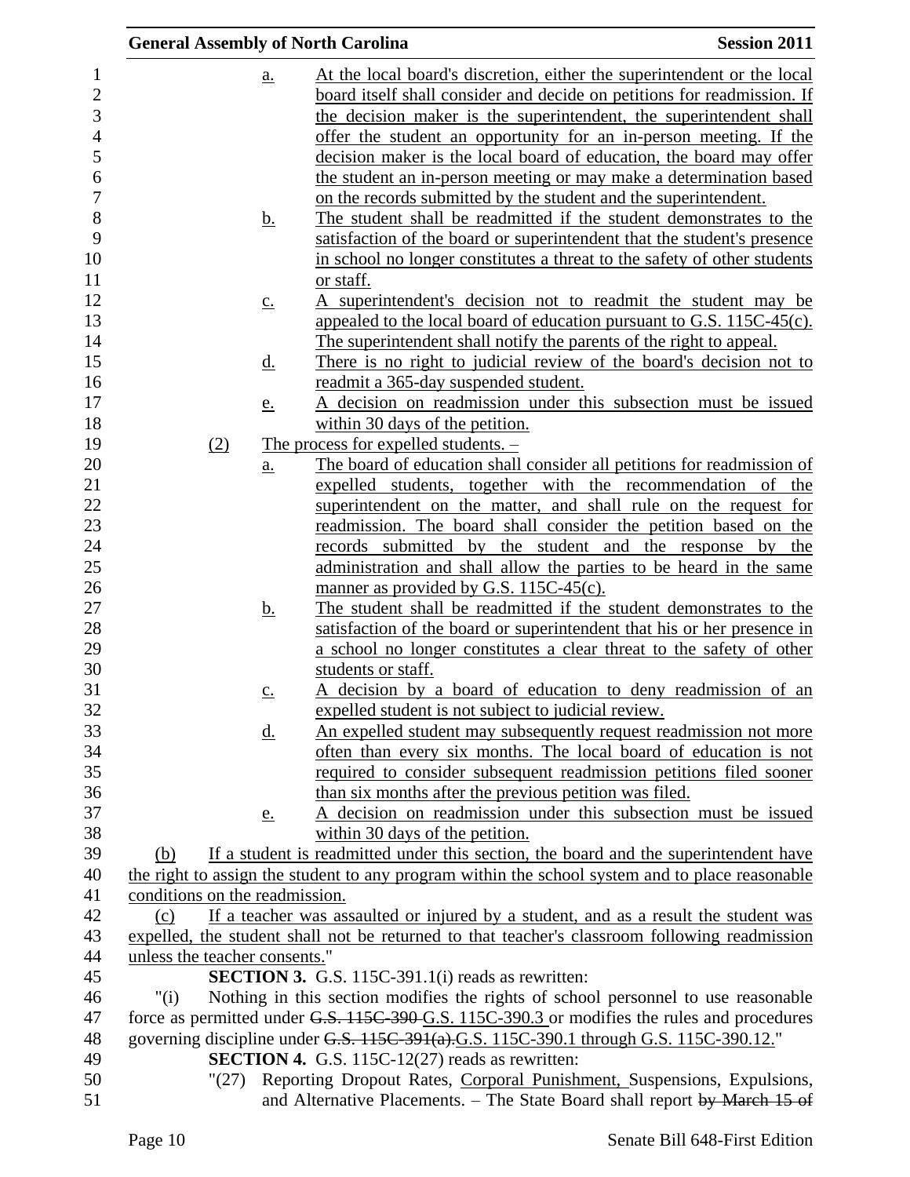a. At the local board's discretion, either the superintendent or the local board itself shall consider and decide on petitions for readmission. If the decision maker is the superintendent, the superintendent shall offer the student an opportunity for an in-person meeting. If the decision maker is the local board of education, the board may offer the student an in-person meeting or may make a determination based on the records submitted by the student and the superintendent.

b. The student shall be readmitted if the student demonstrates to the satisfaction of the board or superintendent that the student's presence in school no longer constitutes a threat to the safety of other students or staff.

c. A superintendent's decision not to readmit the student may be appealed to the local board of education pursuant to G.S. 115C-45(c). The superintendent shall notify the parents of the right to appeal.

d. There is no right to judicial review of the board's decision not to readmit a 365-day suspended student.

e. A decision on readmission under this subsection must be issued within 30 days of the petition.

(2) The process for expelled students. –

a. The board of education shall consider all petitions for readmission of expelled students, together with the recommendation of the superintendent on the matter, and shall rule on the request for readmission. The board shall consider the petition based on the records submitted by the student and the response by the administration and shall allow the parties to be heard in the same manner as provided by G.S. 115C-45(c).

b. The student shall be readmitted if the student demonstrates to the satisfaction of the board or superintendent that his or her presence in a school no longer constitutes a clear threat to the safety of other students or staff.

c. A decision by a board of education to deny readmission of an expelled student is not subject to judicial review.

d. An expelled student may subsequently request readmission not more often than every six months. The local board of education is not required to consider subsequent readmission petitions filed sooner than six months after the previous petition was filed.

e. A decision on readmission under this subsection must be issued within 30 days of the petition.

(b) If a student is readmitted under this section, the board and the superintendent have the right to assign the student to any program within the school system and to place reasonable conditions on the readmission.

(c) If a teacher was assaulted or injured by a student, and as a result the student was expelled, the student shall not be returned to that teacher's classroom following readmission unless the teacher consents."

**SECTION 3.** G.S. 115C-391.1(i) reads as rewritten:

"(i) Nothing in this section modifies the rights of school personnel to use reasonable force as permitted under ~~G.S. 115C-390~~ G.S. 115C-390.3 or modifies the rules and procedures governing discipline under ~~G.S. 115C-391(a).~~G.S. 115C-390.1 through G.S. 115C-390.12."

**SECTION 4.** G.S. 115C-12(27) reads as rewritten:

"(27) Reporting Dropout Rates, Corporal Punishment, Suspensions, Expulsions, and Alternative Placements. – The State Board shall report ~~by March 15 of~~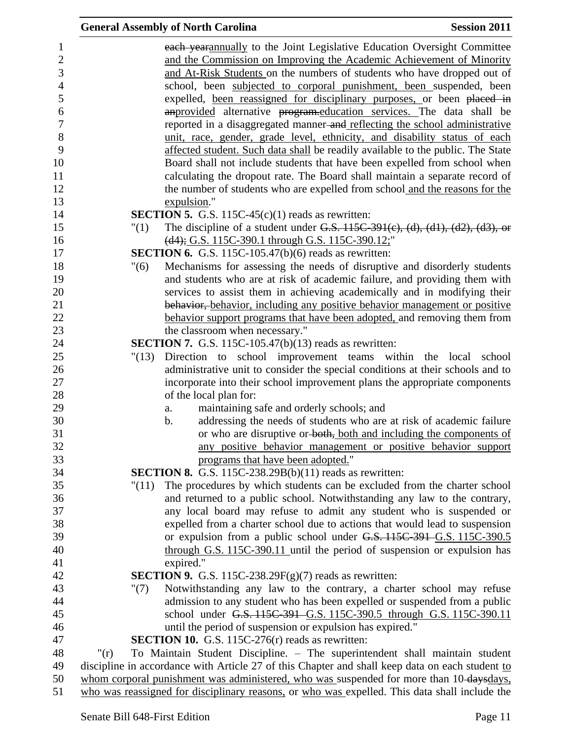each yearannually to the Joint Legislative Education Oversight Committee and the Commission on Improving the Academic Achievement of Minority and At-Risk Students on the numbers of students who have dropped out of school, been subjected to corporal punishment, been suspended, been expelled, been reassigned for disciplinary purposes, or been placed in anprovided alternative program.education services. The data shall be reported in a disaggregated manner and reflecting the school administrative unit, race, gender, grade level, ethnicity, and disability status of each affected student. Such data shall be readily available to the public. The State Board shall not include students that have been expelled from school when calculating the dropout rate. The Board shall maintain a separate record of the number of students who are expelled from school and the reasons for the expulsion."

**SECTION 5.** G.S. 115C-45(c)(1) reads as rewritten:

"(1) The discipline of a student under G.S. 115C-391(c), (d), (d1), (d2), (d3), or (d4); G.S. 115C-390.1 through G.S. 115C-390.12;"

**SECTION 6.** G.S. 115C-105.47(b)(6) reads as rewritten:

"(6) Mechanisms for assessing the needs of disruptive and disorderly students and students who are at risk of academic failure, and providing them with services to assist them in achieving academically and in modifying their behavior, behavior, including any positive behavior management or positive behavior support programs that have been adopted, and removing them from the classroom when necessary."

**SECTION 7.** G.S. 115C-105.47(b)(13) reads as rewritten:

"(13) Direction to school improvement teams within the local school administrative unit to consider the special conditions at their schools and to incorporate into their school improvement plans the appropriate components of the local plan for:

a. maintaining safe and orderly schools; and

b. addressing the needs of students who are at risk of academic failure or who are disruptive or both, both and including the components of any positive behavior management or positive behavior support programs that have been adopted."

**SECTION 8.** G.S. 115C-238.29B(b)(11) reads as rewritten:

"(11) The procedures by which students can be excluded from the charter school and returned to a public school. Notwithstanding any law to the contrary, any local board may refuse to admit any student who is suspended or expelled from a charter school due to actions that would lead to suspension or expulsion from a public school under G.S. 115C-391 G.S. 115C-390.5 through G.S. 115C-390.11 until the period of suspension or expulsion has expired."

**SECTION 9.** G.S. 115C-238.29F(g)(7) reads as rewritten:

"(7) Notwithstanding any law to the contrary, a charter school may refuse admission to any student who has been expelled or suspended from a public school under G.S. 115C-391 G.S. 115C-390.5 through G.S. 115C-390.11 until the period of suspension or expulsion has expired."

**SECTION 10.** G.S. 115C-276(r) reads as rewritten:

"(r) To Maintain Student Discipline. – The superintendent shall maintain student discipline in accordance with Article 27 of this Chapter and shall keep data on each student to whom corporal punishment was administered, who was suspended for more than 10 daysdays, who was reassigned for disciplinary reasons, or who was expelled. This data shall include the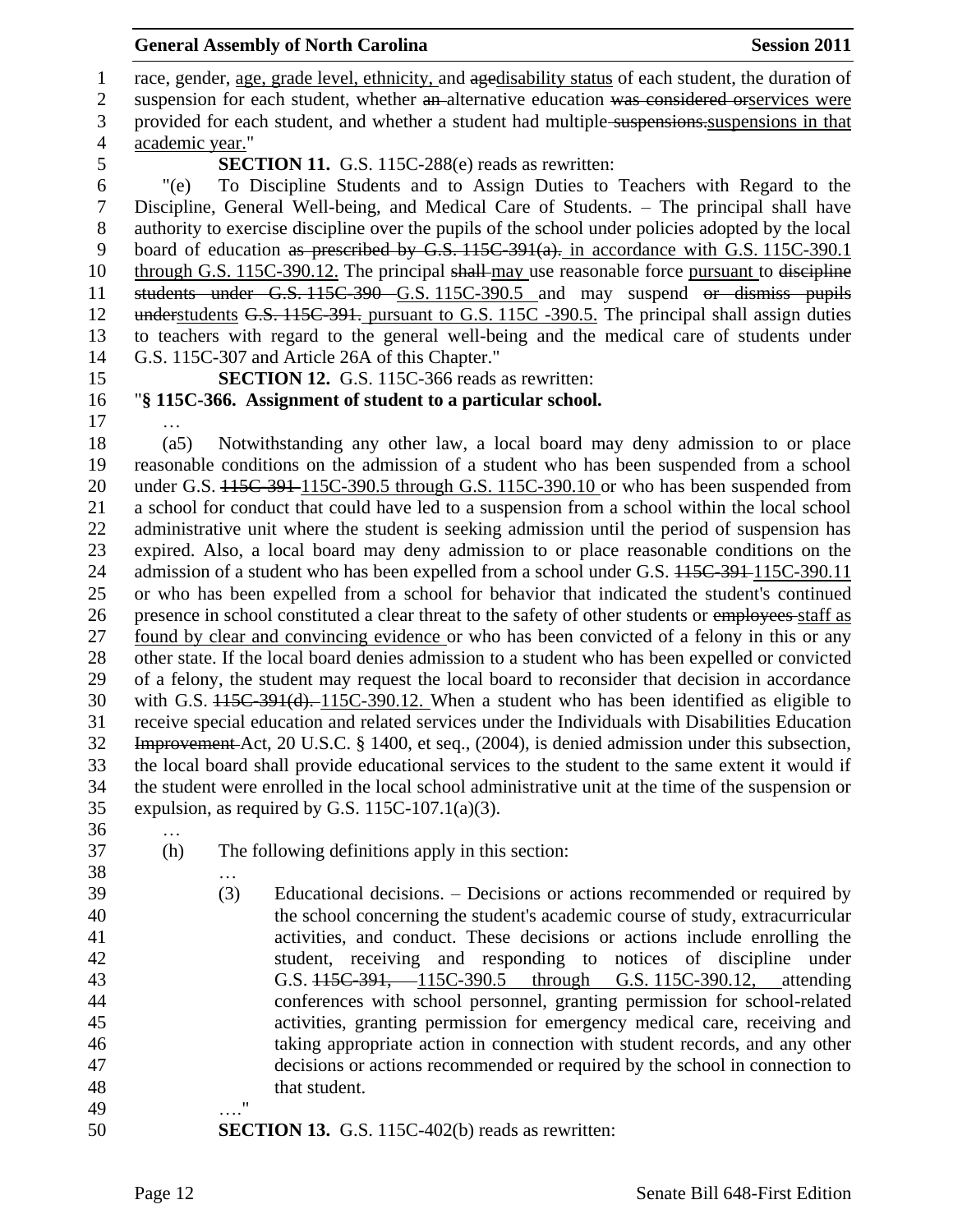race, gender, age, grade level, ethnicity, and agedisability status of each student, the duration of suspension for each student, whether an alternative education was considered orservices were provided for each student, and whether a student had multiple suspensions.suspensions in that academic year."

**SECTION 11.** G.S. 115C-288(e) reads as rewritten:

"(e) To Discipline Students and to Assign Duties to Teachers with Regard to the Discipline, General Well-being, and Medical Care of Students. – The principal shall have authority to exercise discipline over the pupils of the school under policies adopted by the local board of education as prescribed by G.S. 115C-391(a). in accordance with G.S. 115C-390.1 through G.S. 115C-390.12. The principal shall may use reasonable force pursuant to discipline students under G.S. 115C-390 G.S. 115C-390.5 and may suspend or dismiss pupils understudents G.S. 115C-391. pursuant to G.S. 115C -390.5. The principal shall assign duties to teachers with regard to the general well-being and the medical care of students under G.S. 115C-307 and Article 26A of this Chapter."

**SECTION 12.** G.S. 115C-366 reads as rewritten:

"**§ 115C-366. Assignment of student to a particular school.**

…

(a5) Notwithstanding any other law, a local board may deny admission to or place reasonable conditions on the admission of a student who has been suspended from a school under G.S. 115C-391 115C-390.5 through G.S. 115C-390.10 or who has been suspended from a school for conduct that could have led to a suspension from a school within the local school administrative unit where the student is seeking admission until the period of suspension has expired. Also, a local board may deny admission to or place reasonable conditions on the admission of a student who has been expelled from a school under G.S. 115C-391 115C-390.11 or who has been expelled from a school for behavior that indicated the student's continued presence in school constituted a clear threat to the safety of other students or employees staff as found by clear and convincing evidence or who has been convicted of a felony in this or any other state. If the local board denies admission to a student who has been expelled or convicted of a felony, the student may request the local board to reconsider that decision in accordance with G.S. 115C-391(d). 115C-390.12. When a student who has been identified as eligible to receive special education and related services under the Individuals with Disabilities Education Improvement Act, 20 U.S.C. § 1400, et seq., (2004), is denied admission under this subsection, the local board shall provide educational services to the student to the same extent it would if the student were enrolled in the local school administrative unit at the time of the suspension or expulsion, as required by G.S. 115C-107.1(a)(3).

…

(h) The following definitions apply in this section:

…

(3) Educational decisions. – Decisions or actions recommended or required by the school concerning the student's academic course of study, extracurricular activities, and conduct. These decisions or actions include enrolling the student, receiving and responding to notices of discipline under G.S. 115C-391, 115C-390.5 through G.S. 115C-390.12, attending conferences with school personnel, granting permission for school-related activities, granting permission for emergency medical care, receiving and taking appropriate action in connection with student records, and any other decisions or actions recommended or required by the school in connection to that student.

…."

**SECTION 13.** G.S. 115C-402(b) reads as rewritten: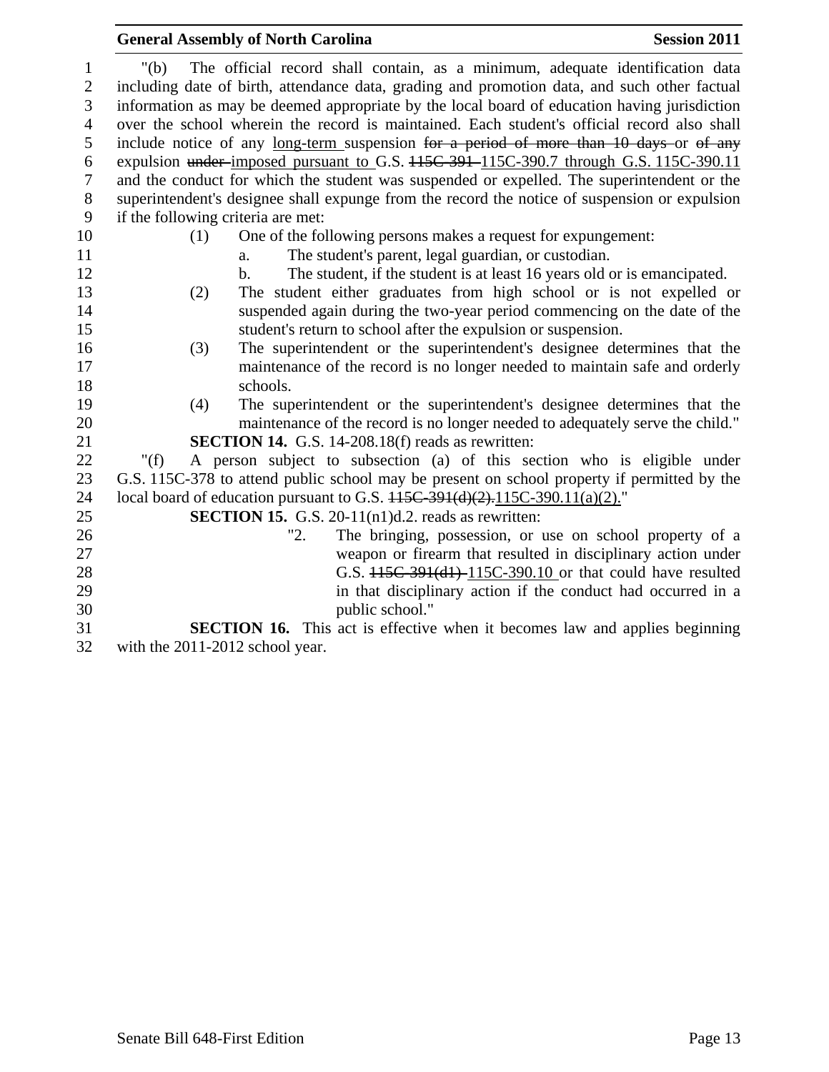"(b) The official record shall contain, as a minimum, adequate identification data including date of birth, attendance data, grading and promotion data, and such other factual information as may be deemed appropriate by the local board of education having jurisdiction over the school wherein the record is maintained. Each student's official record also shall include notice of any long-term suspension ~~for a period of more than 10 days~~ or ~~of any~~ expulsion ~~under~~ imposed pursuant to G.S. ~~115C-391~~ 115C-390.7 through G.S. 115C-390.11 and the conduct for which the student was suspended or expelled. The superintendent or the superintendent's designee shall expunge from the record the notice of suspension or expulsion if the following criteria are met:

(1) One of the following persons makes a request for expungement:
   a. The student's parent, legal guardian, or custodian.
   b. The student, if the student is at least 16 years old or is emancipated.
(2) The student either graduates from high school or is not expelled or suspended again during the two-year period commencing on the date of the student's return to school after the expulsion or suspension.
(3) The superintendent or the superintendent's designee determines that the maintenance of the record is no longer needed to maintain safe and orderly schools.
(4) The superintendent or the superintendent's designee determines that the maintenance of the record is no longer needed to adequately serve the child."

**SECTION 14.** G.S. 14-208.18(f) reads as rewritten:

"(f) A person subject to subsection (a) of this section who is eligible under G.S. 115C-378 to attend public school may be present on school property if permitted by the local board of education pursuant to G.S. ~~115C-391(d)(2).~~115C-390.11(a)(2)."

**SECTION 15.** G.S. 20-11(n1)d.2. reads as rewritten:

"2. The bringing, possession, or use on school property of a weapon or firearm that resulted in disciplinary action under G.S. ~~115C-391(d1)~~ 115C-390.10 or that could have resulted in that disciplinary action if the conduct had occurred in a public school."

**SECTION 16.** This act is effective when it becomes law and applies beginning with the 2011-2012 school year.